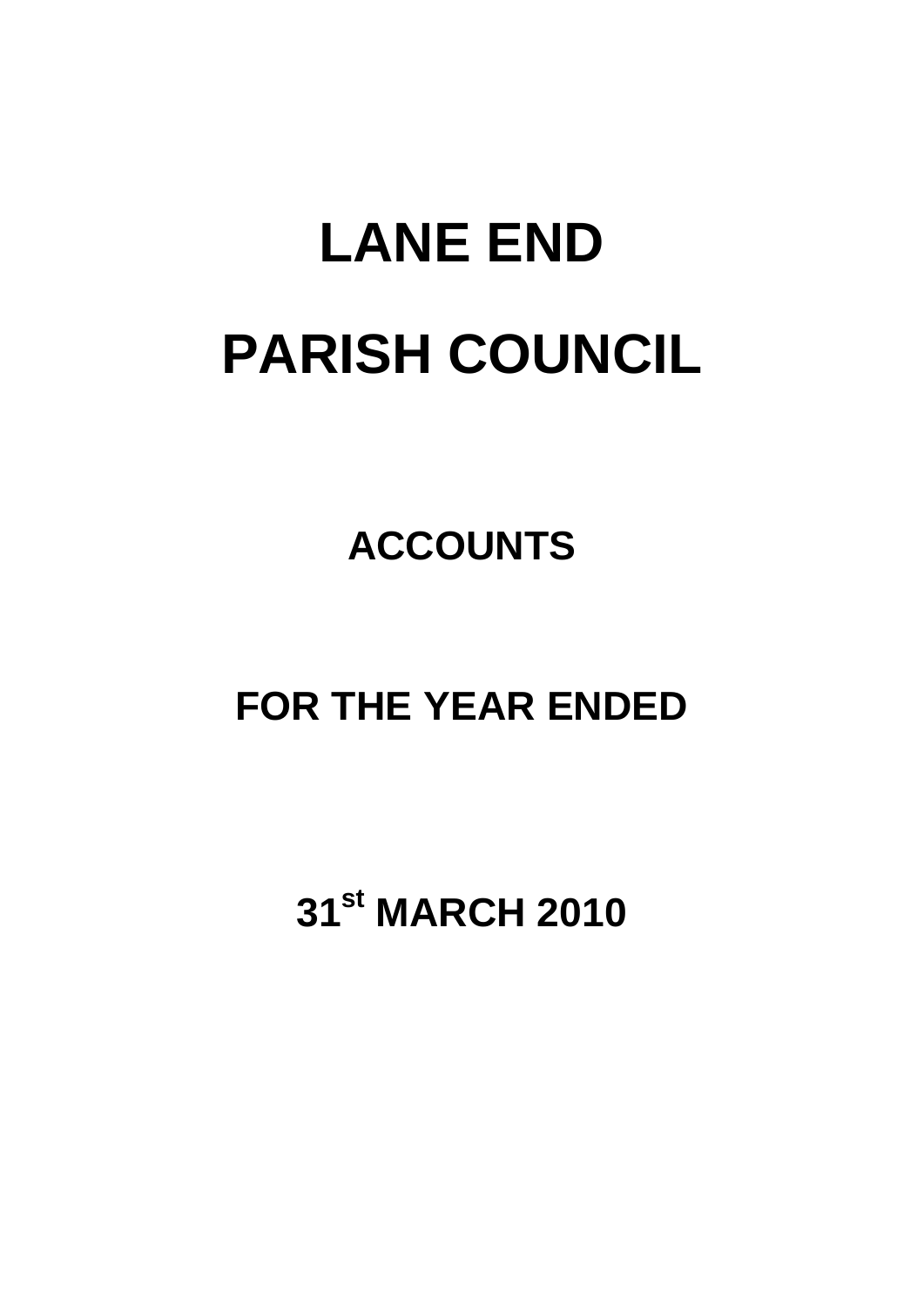# LANE END

# PARISH COUNCIL

## ACCOUNTS

## FOR THE YEAR ENDED

## 31st MARCH 2010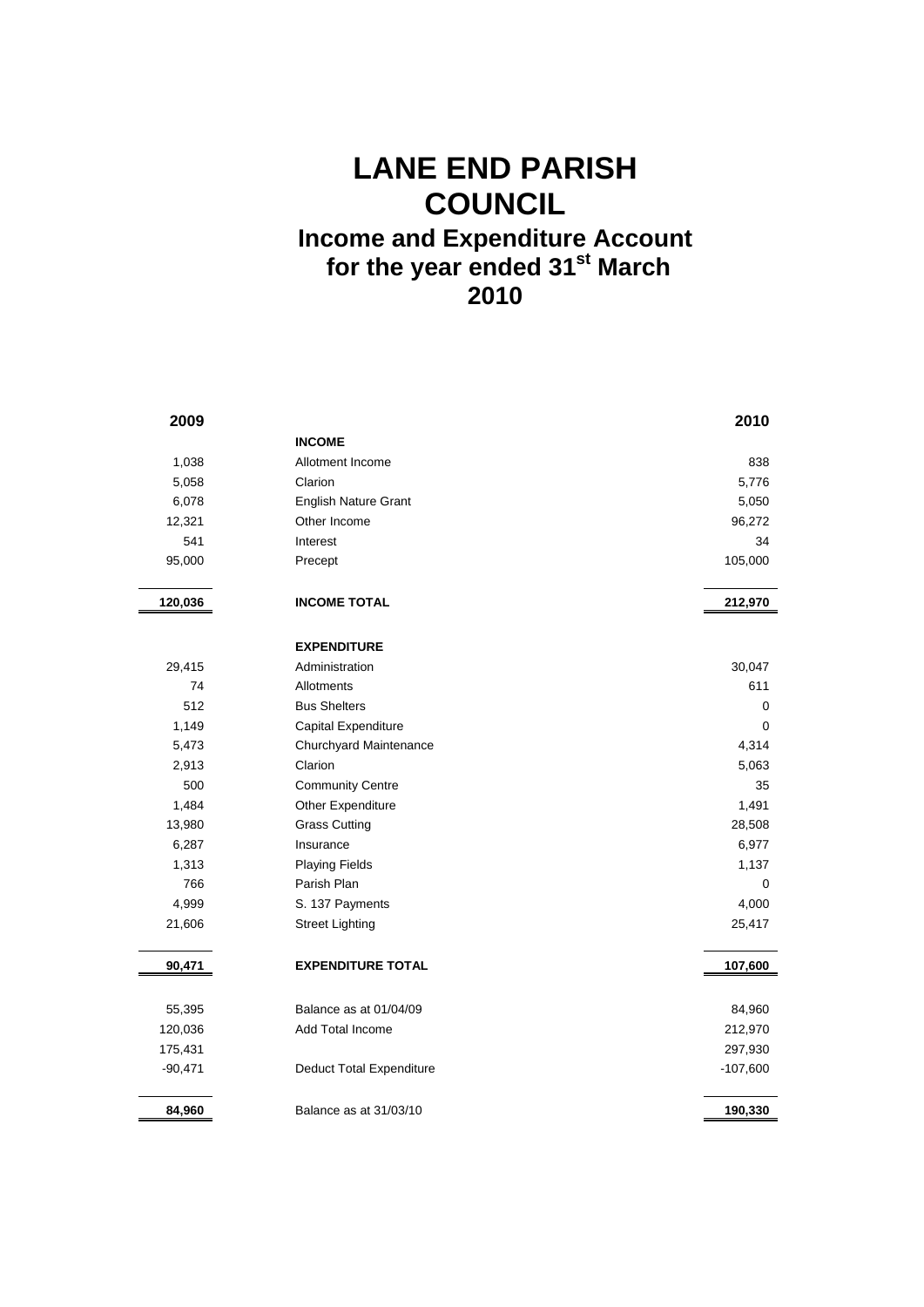# LANE END PARISH COUNCIL

## Income and Expenditure Account for the year ended 31st March 2010

| 2009 | | 2010 |
|---|---|---|
| | **INCOME** | |
| 1,038 | Allotment Income | 838 |
| 5,058 | Clarion | 5,776 |
| 6,078 | English Nature Grant | 5,050 |
| 12,321 | Other Income | 96,272 |
| 541 | Interest | 34 |
| 95,000 | Precept | 105,000 |
| **120,036** | **INCOME TOTAL** | **212,970** |
| | **EXPENDITURE** | |
| 29,415 | Administration | 30,047 |
| 74 | Allotments | 611 |
| 512 | Bus Shelters | 0 |
| 1,149 | Capital Expenditure | 0 |
| 5,473 | Churchyard Maintenance | 4,314 |
| 2,913 | Clarion | 5,063 |
| 500 | Community Centre | 35 |
| 1,484 | Other Expenditure | 1,491 |
| 13,980 | Grass Cutting | 28,508 |
| 6,287 | Insurance | 6,977 |
| 1,313 | Playing Fields | 1,137 |
| 766 | Parish Plan | 0 |
| 4,999 | S. 137 Payments | 4,000 |
| 21,606 | Street Lighting | 25,417 |
| **90,471** | **EXPENDITURE TOTAL** | **107,600** |
| 55,395 | Balance as at 01/04/09 | 84,960 |
| 120,036 | Add Total Income | 212,970 |
| 175,431 | | 297,930 |
| -90,471 | Deduct Total Expenditure | -107,600 |
| **84,960** | Balance as at 31/03/10 | **190,330** |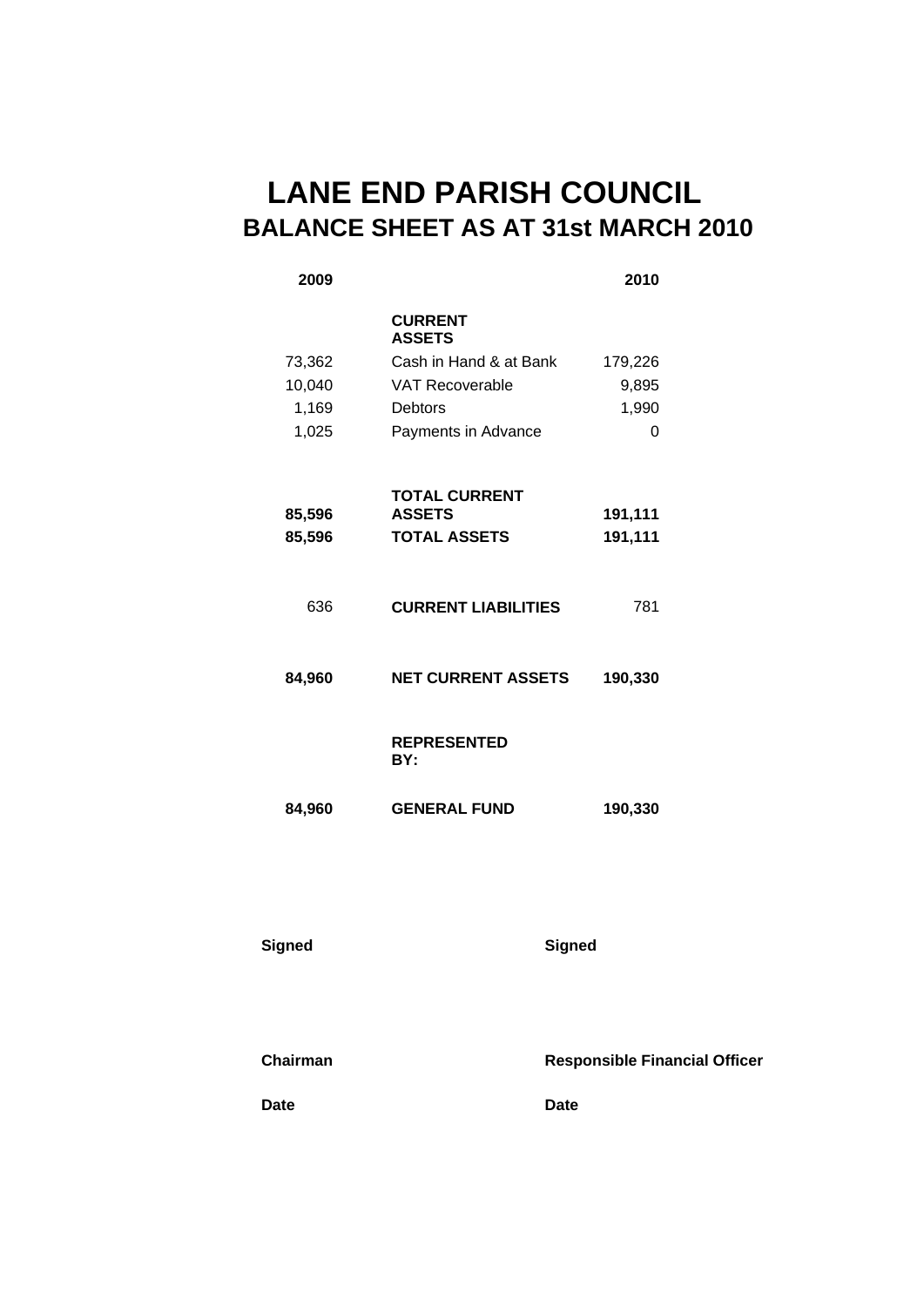# LANE END PARISH COUNCIL

## BALANCE SHEET AS AT 31st MARCH 2010

| 2009 | | 2010 |
|---:|---|---:|
| | **CURRENT ASSETS** | |
| 73,362 | Cash in Hand & at Bank | 179,226 |
| 10,040 | VAT Recoverable | 9,895 |
| 1,169 | Debtors | 1,990 |
| 1,025 | Payments in Advance | 0 |
| **85,596** | **TOTAL CURRENT ASSETS** | **191,111** |
| **85,596** | **TOTAL ASSETS** | **191,111** |
| 636 | **CURRENT LIABILITIES** | 781 |
| **84,960** | **NET CURRENT ASSETS** | **190,330** |
| | **REPRESENTED BY:** | |
| **84,960** | **GENERAL FUND** | **190,330** |

**Signed** **Signed**

**Chairman** **Responsible Financial Officer**

**Date** **Date**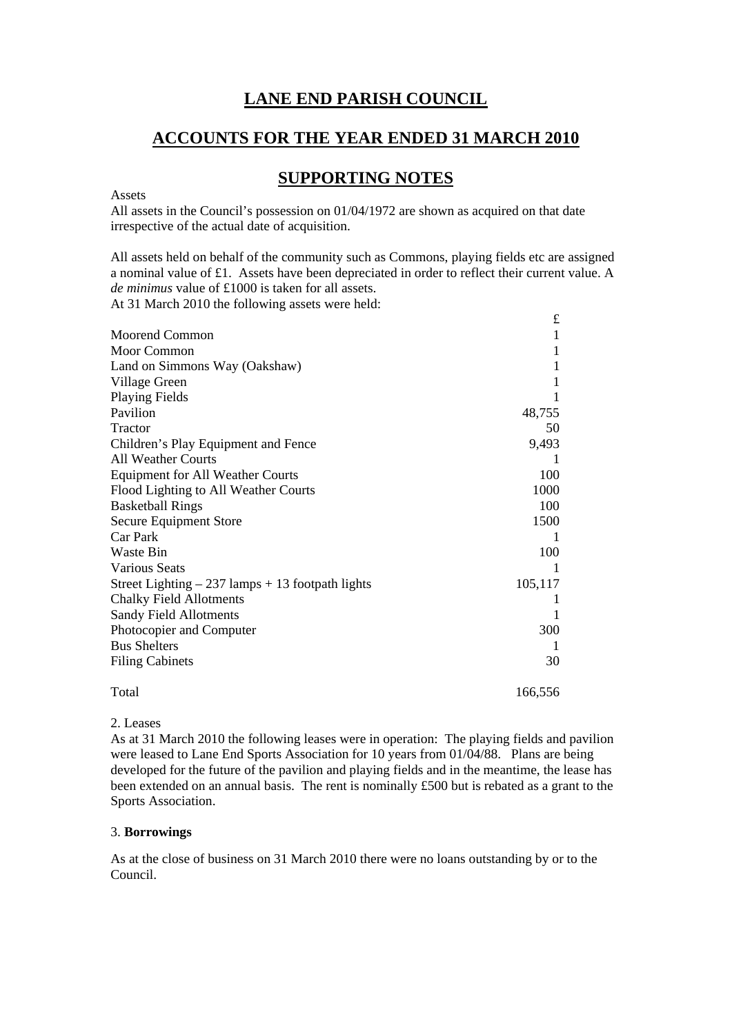# LANE END PARISH COUNCIL

## ACCOUNTS FOR THE YEAR ENDED 31 MARCH 2010

## SUPPORTING NOTES

Assets

All assets in the Council's possession on 01/04/1972 are shown as acquired on that date irrespective of the actual date of acquisition.

All assets held on behalf of the community such as Commons, playing fields etc are assigned a nominal value of £1. Assets have been depreciated in order to reflect their current value. A *de minimus* value of £1000 is taken for all assets.

At 31 March 2010 the following assets were held:

| | £ |
|---|---|
| Moorend Common | 1 |
| Moor Common | 1 |
| Land on Simmons Way (Oakshaw) | 1 |
| Village Green | 1 |
| Playing Fields | 1 |
| Pavilion | 48,755 |
| Tractor | 50 |
| Children's Play Equipment and Fence | 9,493 |
| All Weather Courts | 1 |
| Equipment for All Weather Courts | 100 |
| Flood Lighting to All Weather Courts | 1000 |
| Basketball Rings | 100 |
| Secure Equipment Store | 1500 |
| Car Park | 1 |
| Waste Bin | 100 |
| Various Seats | 1 |
| Street Lighting – 237 lamps + 13 footpath lights | 105,117 |
| Chalky Field Allotments | 1 |
| Sandy Field Allotments | 1 |
| Photocopier and Computer | 300 |
| Bus Shelters | 1 |
| Filing Cabinets | 30 |
| Total | 166,556 |

2. Leases

As at 31 March 2010 the following leases were in operation: The playing fields and pavilion were leased to Lane End Sports Association for 10 years from 01/04/88. Plans are being developed for the future of the pavilion and playing fields and in the meantime, the lease has been extended on an annual basis. The rent is nominally £500 but is rebated as a grant to the Sports Association.

3. **Borrowings**

As at the close of business on 31 March 2010 there were no loans outstanding by or to the Council.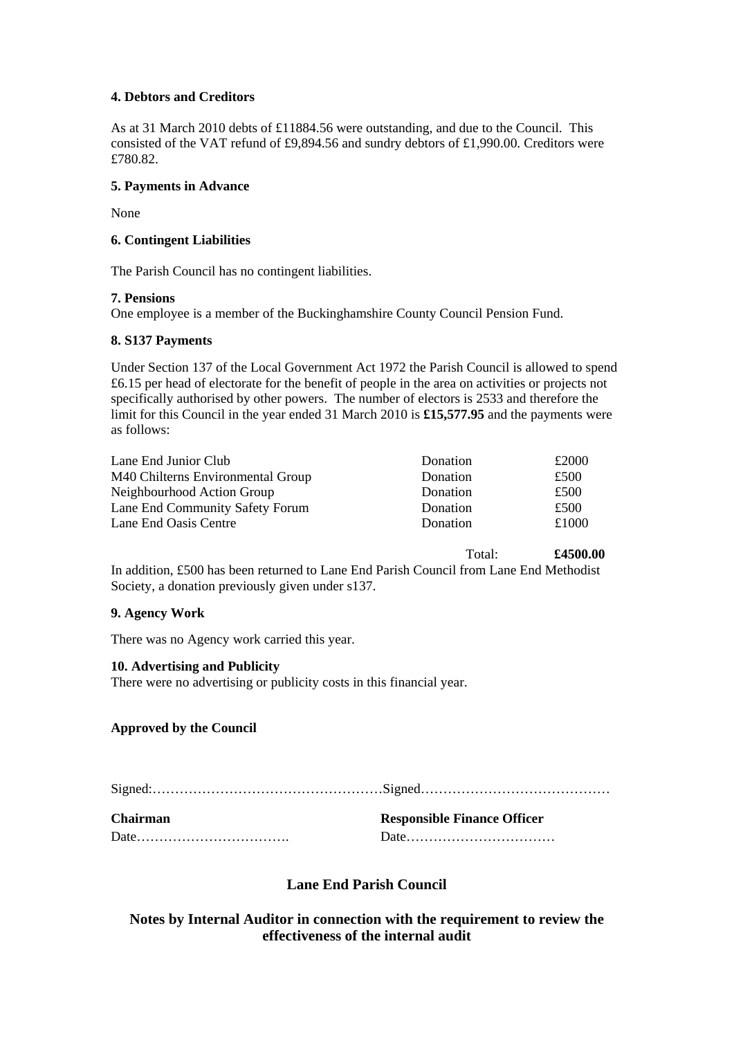**4. Debtors and Creditors**

As at 31 March 2010 debts of £11884.56 were outstanding, and due to the Council. This consisted of the VAT refund of £9,894.56 and sundry debtors of £1,990.00. Creditors were £780.82.

**5. Payments in Advance**

None

**6. Contingent Liabilities**

The Parish Council has no contingent liabilities.

**7. Pensions**

One employee is a member of the Buckinghamshire County Council Pension Fund.

**8. S137 Payments**

Under Section 137 of the Local Government Act 1972 the Parish Council is allowed to spend £6.15 per head of electorate for the benefit of people in the area on activities or projects not specifically authorised by other powers. The number of electors is 2533 and therefore the limit for this Council in the year ended 31 March 2010 is **£15,577.95** and the payments were as follows:

| | | |
|---|---|---|
| Lane End Junior Club | Donation | £2000 |
| M40 Chilterns Environmental Group | Donation | £500 |
| Neighbourhood Action Group | Donation | £500 |
| Lane End Community Safety Forum | Donation | £500 |
| Lane End Oasis Centre | Donation | £1000 |
| | Total: | **£4500.00** |

In addition, £500 has been returned to Lane End Parish Council from Lane End Methodist Society, a donation previously given under s137.

**9. Agency Work**

There was no Agency work carried this year.

**10. Advertising and Publicity**

There were no advertising or publicity costs in this financial year.

**Approved by the Council**

Signed:…………………………………………… Signed……………………………………

**Chairman** **Responsible Finance Officer**

Date……………………………. Date……………………………

## Lane End Parish Council

### Notes by Internal Auditor in connection with the requirement to review the effectiveness of the internal audit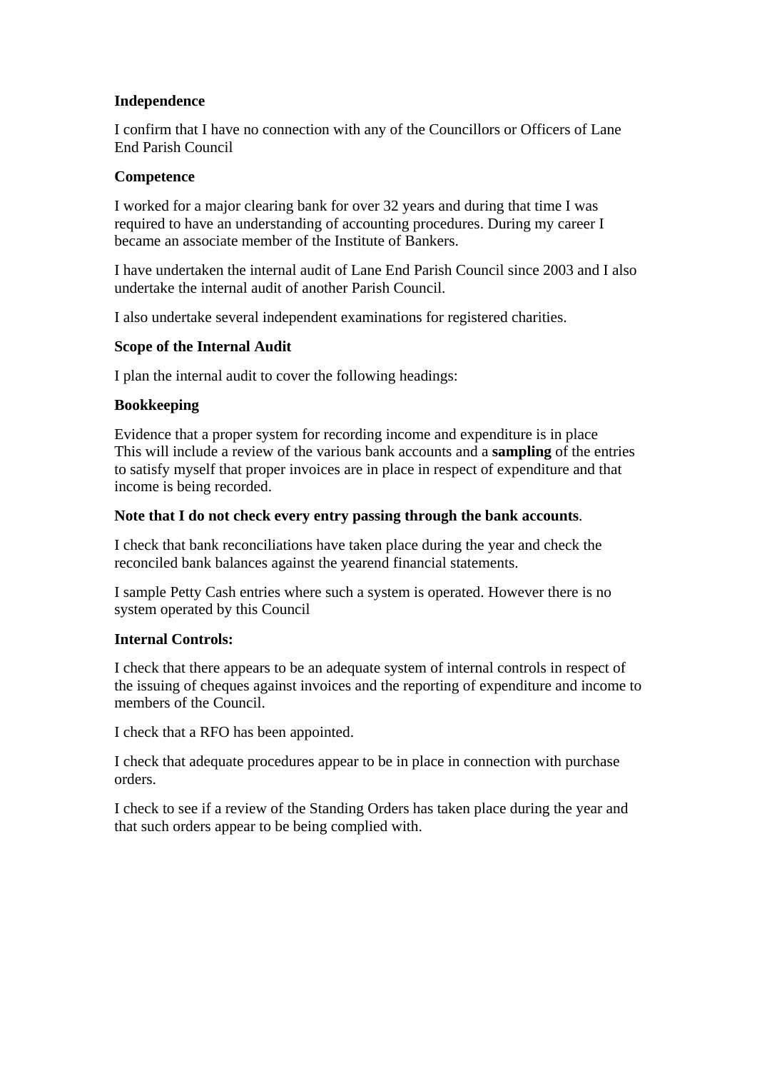**Independence**

I confirm that I have no connection with any of the Councillors or Officers of Lane End Parish Council

**Competence**

I worked for a major clearing bank for over 32 years and during that time I was required to have an understanding of accounting procedures. During my career I became an associate member of the Institute of Bankers.

I have undertaken the internal audit of Lane End Parish Council since 2003 and I also undertake the internal audit of another Parish Council.

I also undertake several independent examinations for registered charities.

**Scope of the Internal Audit**

I plan the internal audit to cover the following headings:

**Bookkeeping**

Evidence that a proper system for recording income and expenditure is in place
This will include a review of the various bank accounts and a **sampling** of the entries to satisfy myself that proper invoices are in place in respect of expenditure and that income is being recorded.

**Note that I do not check every entry passing through the bank accounts**.

I check that bank reconciliations have taken place during the year and check the reconciled bank balances against the yearend financial statements.

I sample Petty Cash entries where such a system is operated. However there is no system operated by this Council

**Internal Controls:**

I check that there appears to be an adequate system of internal controls in respect of the issuing of cheques against invoices and the reporting of expenditure and income to members of the Council.

I check that a RFO has been appointed.

I check that adequate procedures appear to be in place in connection with purchase orders.

I check to see if a review of the Standing Orders has taken place during the year and that such orders appear to be being complied with.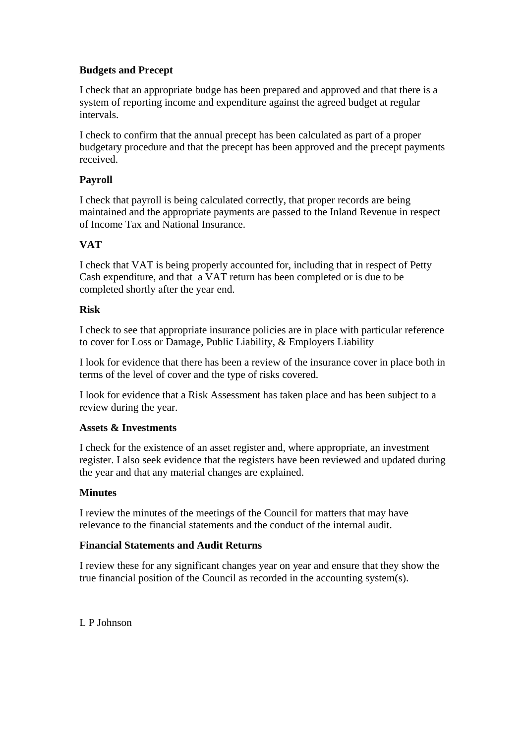**Budgets and Precept**

I check that an appropriate budge has been prepared and approved and that there is a system of reporting income and expenditure against the agreed budget at regular intervals.

I check to confirm that the annual precept has been calculated as part of a proper budgetary procedure and that the precept has been approved and the precept payments received.

**Payroll**

I check that payroll is being calculated correctly, that proper records are being maintained and the appropriate payments are passed to the Inland Revenue in respect of Income Tax and National Insurance.

**VAT**

I check that VAT is being properly accounted for, including that in respect of Petty Cash expenditure, and that a VAT return has been completed or is due to be completed shortly after the year end.

**Risk**

I check to see that appropriate insurance policies are in place with particular reference to cover for Loss or Damage, Public Liability, & Employers Liability

I look for evidence that there has been a review of the insurance cover in place both in terms of the level of cover and the type of risks covered.

I look for evidence that a Risk Assessment has taken place and has been subject to a review during the year.

**Assets & Investments**

I check for the existence of an asset register and, where appropriate, an investment register. I also seek evidence that the registers have been reviewed and updated during the year and that any material changes are explained.

**Minutes**

I review the minutes of the meetings of the Council for matters that may have relevance to the financial statements and the conduct of the internal audit.

**Financial Statements and Audit Returns**

I review these for any significant changes year on year and ensure that they show the true financial position of the Council as recorded in the accounting system(s).

L P Johnson